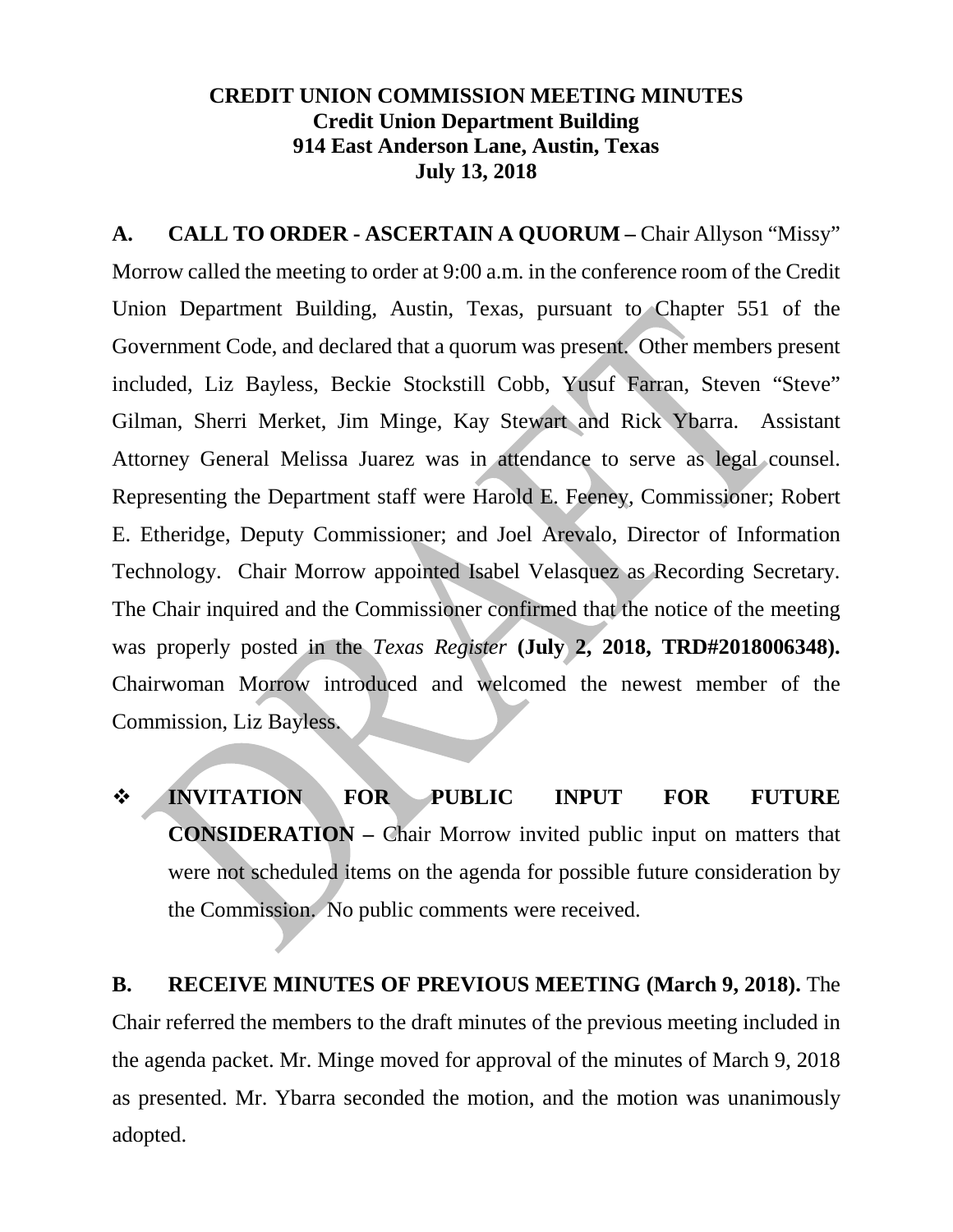# CREDIT UNION COMMISSION MEETING MINUTES
## Credit Union Department Building
## 914 East Anderson Lane, Austin, Texas
## July 13, 2018

**A. CALL TO ORDER - ASCERTAIN A QUORUM –** Chair Allyson "Missy" Morrow called the meeting to order at 9:00 a.m. in the conference room of the Credit Union Department Building, Austin, Texas, pursuant to Chapter 551 of the Government Code, and declared that a quorum was present. Other members present included, Liz Bayless, Beckie Stockstill Cobb, Yusuf Farran, Steven "Steve" Gilman, Sherri Merket, Jim Minge, Kay Stewart and Rick Ybarra. Assistant Attorney General Melissa Juarez was in attendance to serve as legal counsel. Representing the Department staff were Harold E. Feeney, Commissioner; Robert E. Etheridge, Deputy Commissioner; and Joel Arevalo, Director of Information Technology. Chair Morrow appointed Isabel Velasquez as Recording Secretary. The Chair inquired and the Commissioner confirmed that the notice of the meeting was properly posted in the *Texas Register* **(July 2, 2018, TRD#2018006348).** Chairwoman Morrow introduced and welcomed the newest member of the Commission, Liz Bayless.

- **INVITATION FOR PUBLIC INPUT FOR FUTURE CONSIDERATION –** Chair Morrow invited public input on matters that were not scheduled items on the agenda for possible future consideration by the Commission. No public comments were received.

**B. RECEIVE MINUTES OF PREVIOUS MEETING (March 9, 2018).** The Chair referred the members to the draft minutes of the previous meeting included in the agenda packet. Mr. Minge moved for approval of the minutes of March 9, 2018 as presented. Mr. Ybarra seconded the motion, and the motion was unanimously adopted.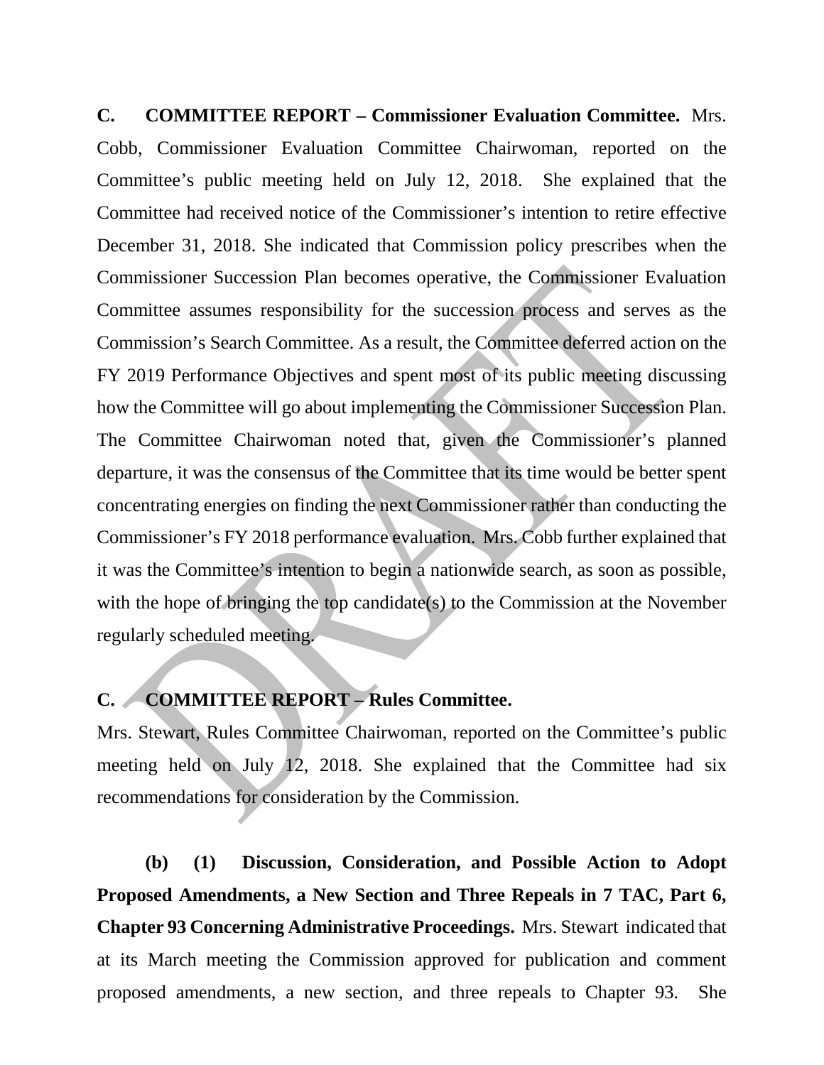**C. COMMITTEE REPORT – Commissioner Evaluation Committee.** Mrs. Cobb, Commissioner Evaluation Committee Chairwoman, reported on the Committee's public meeting held on July 12, 2018. She explained that the Committee had received notice of the Commissioner's intention to retire effective December 31, 2018. She indicated that Commission policy prescribes when the Commissioner Succession Plan becomes operative, the Commissioner Evaluation Committee assumes responsibility for the succession process and serves as the Commission's Search Committee. As a result, the Committee deferred action on the FY 2019 Performance Objectives and spent most of its public meeting discussing how the Committee will go about implementing the Commissioner Succession Plan. The Committee Chairwoman noted that, given the Commissioner's planned departure, it was the consensus of the Committee that its time would be better spent concentrating energies on finding the next Commissioner rather than conducting the Commissioner's FY 2018 performance evaluation. Mrs. Cobb further explained that it was the Committee's intention to begin a nationwide search, as soon as possible, with the hope of bringing the top candidate(s) to the Commission at the November regularly scheduled meeting.

**C. COMMITTEE REPORT – Rules Committee.**

Mrs. Stewart, Rules Committee Chairwoman, reported on the Committee's public meeting held on July 12, 2018. She explained that the Committee had six recommendations for consideration by the Commission.

**(b) (1) Discussion, Consideration, and Possible Action to Adopt Proposed Amendments, a New Section and Three Repeals in 7 TAC, Part 6, Chapter 93 Concerning Administrative Proceedings.** Mrs. Stewart indicated that at its March meeting the Commission approved for publication and comment proposed amendments, a new section, and three repeals to Chapter 93. She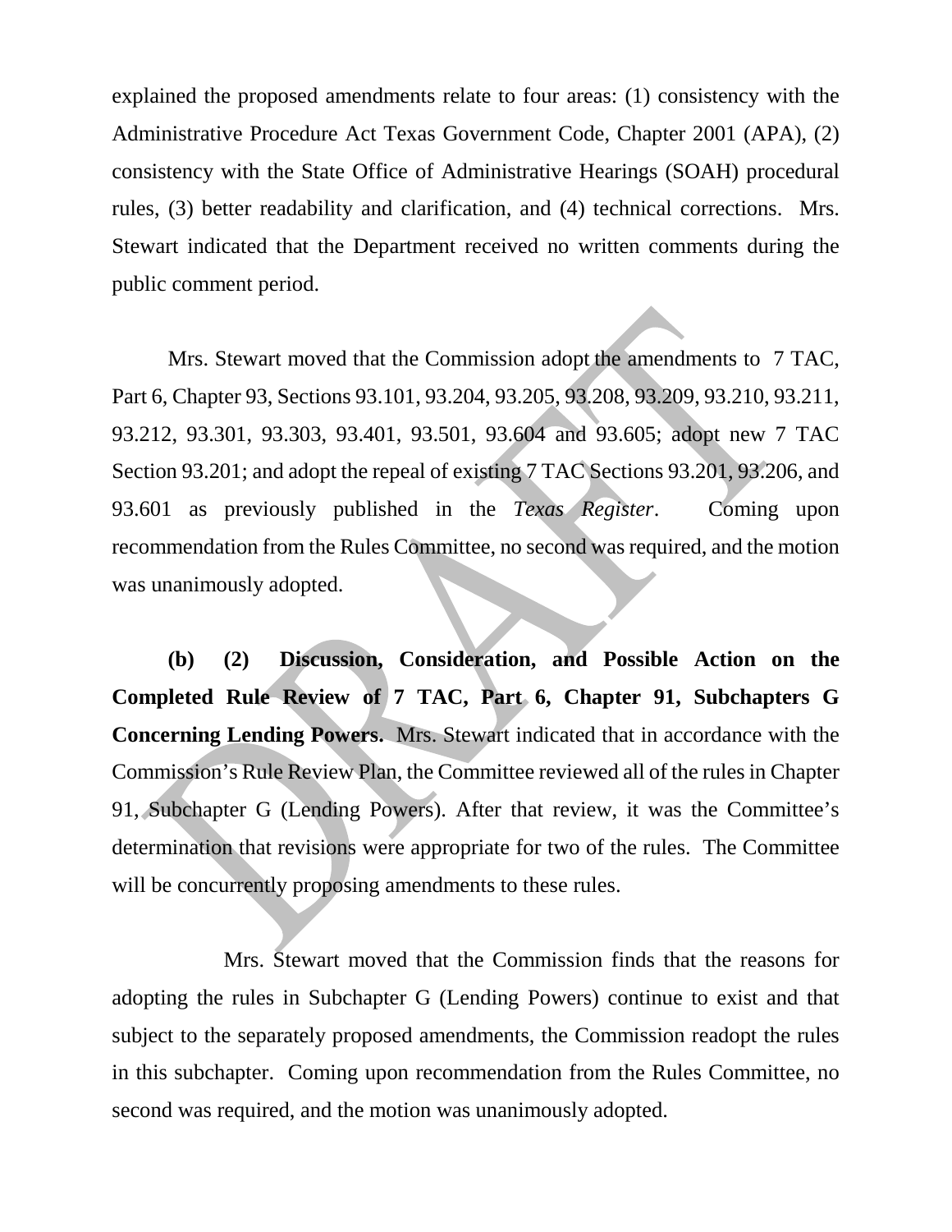explained the proposed amendments relate to four areas: (1) consistency with the Administrative Procedure Act Texas Government Code, Chapter 2001 (APA), (2) consistency with the State Office of Administrative Hearings (SOAH) procedural rules, (3) better readability and clarification, and (4) technical corrections. Mrs. Stewart indicated that the Department received no written comments during the public comment period.

Mrs. Stewart moved that the Commission adopt the amendments to 7 TAC, Part 6, Chapter 93, Sections 93.101, 93.204, 93.205, 93.208, 93.209, 93.210, 93.211, 93.212, 93.301, 93.303, 93.401, 93.501, 93.604 and 93.605; adopt new 7 TAC Section 93.201; and adopt the repeal of existing 7 TAC Sections 93.201, 93.206, and 93.601 as previously published in the *Texas Register*. Coming upon recommendation from the Rules Committee, no second was required, and the motion was unanimously adopted.

**(b) (2) Discussion, Consideration, and Possible Action on the Completed Rule Review of 7 TAC, Part 6, Chapter 91, Subchapters G Concerning Lending Powers.** Mrs. Stewart indicated that in accordance with the Commission's Rule Review Plan, the Committee reviewed all of the rules in Chapter 91, Subchapter G (Lending Powers). After that review, it was the Committee's determination that revisions were appropriate for two of the rules. The Committee will be concurrently proposing amendments to these rules.

Mrs. Stewart moved that the Commission finds that the reasons for adopting the rules in Subchapter G (Lending Powers) continue to exist and that subject to the separately proposed amendments, the Commission readopt the rules in this subchapter. Coming upon recommendation from the Rules Committee, no second was required, and the motion was unanimously adopted.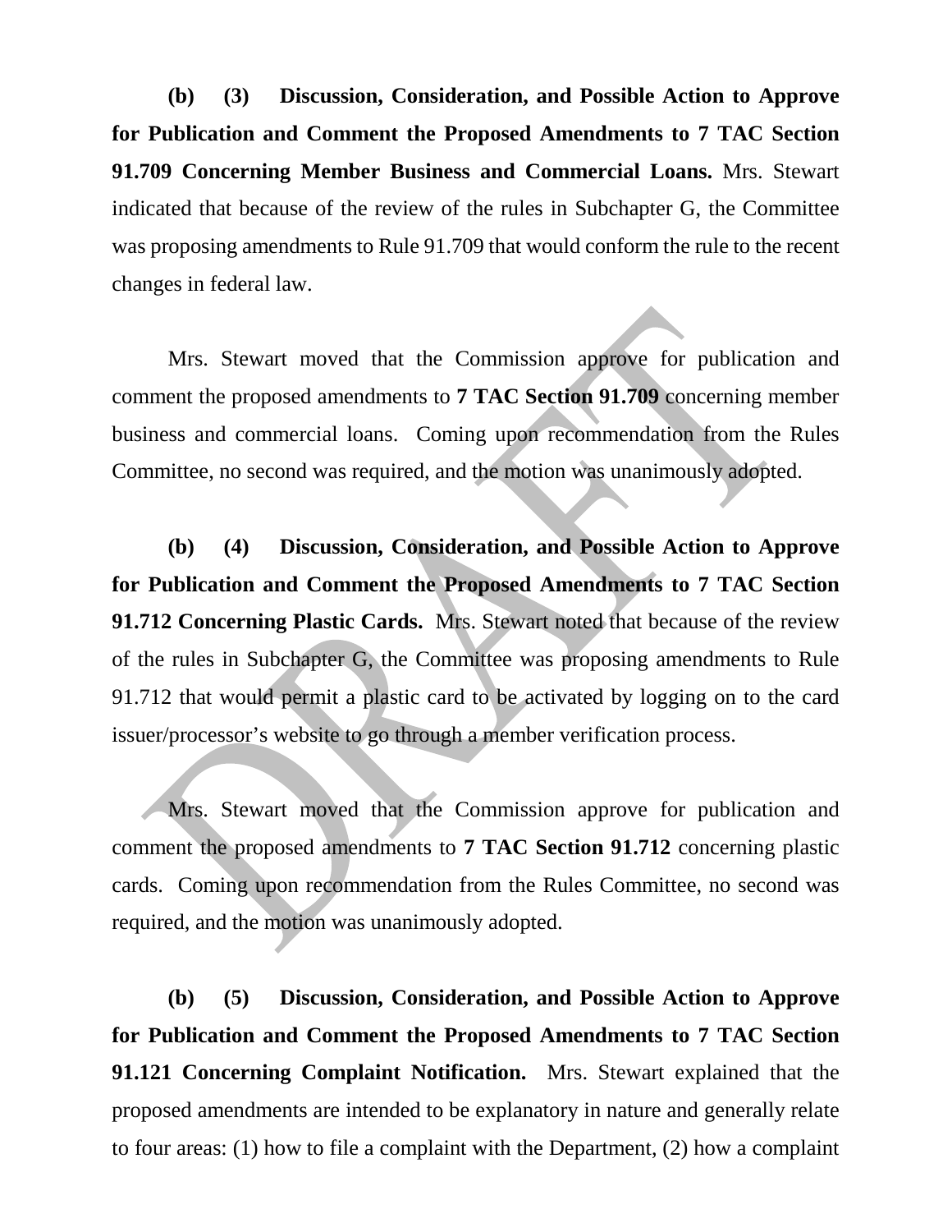**(b) (3) Discussion, Consideration, and Possible Action to Approve for Publication and Comment the Proposed Amendments to 7 TAC Section 91.709 Concerning Member Business and Commercial Loans.** Mrs. Stewart indicated that because of the review of the rules in Subchapter G, the Committee was proposing amendments to Rule 91.709 that would conform the rule to the recent changes in federal law.

Mrs. Stewart moved that the Commission approve for publication and comment the proposed amendments to **7 TAC Section 91.709** concerning member business and commercial loans. Coming upon recommendation from the Rules Committee, no second was required, and the motion was unanimously adopted.

**(b) (4) Discussion, Consideration, and Possible Action to Approve for Publication and Comment the Proposed Amendments to 7 TAC Section 91.712 Concerning Plastic Cards.** Mrs. Stewart noted that because of the review of the rules in Subchapter G, the Committee was proposing amendments to Rule 91.712 that would permit a plastic card to be activated by logging on to the card issuer/processor's website to go through a member verification process.

Mrs. Stewart moved that the Commission approve for publication and comment the proposed amendments to **7 TAC Section 91.712** concerning plastic cards. Coming upon recommendation from the Rules Committee, no second was required, and the motion was unanimously adopted.

**(b) (5) Discussion, Consideration, and Possible Action to Approve for Publication and Comment the Proposed Amendments to 7 TAC Section 91.121 Concerning Complaint Notification.** Mrs. Stewart explained that the proposed amendments are intended to be explanatory in nature and generally relate to four areas: (1) how to file a complaint with the Department, (2) how a complaint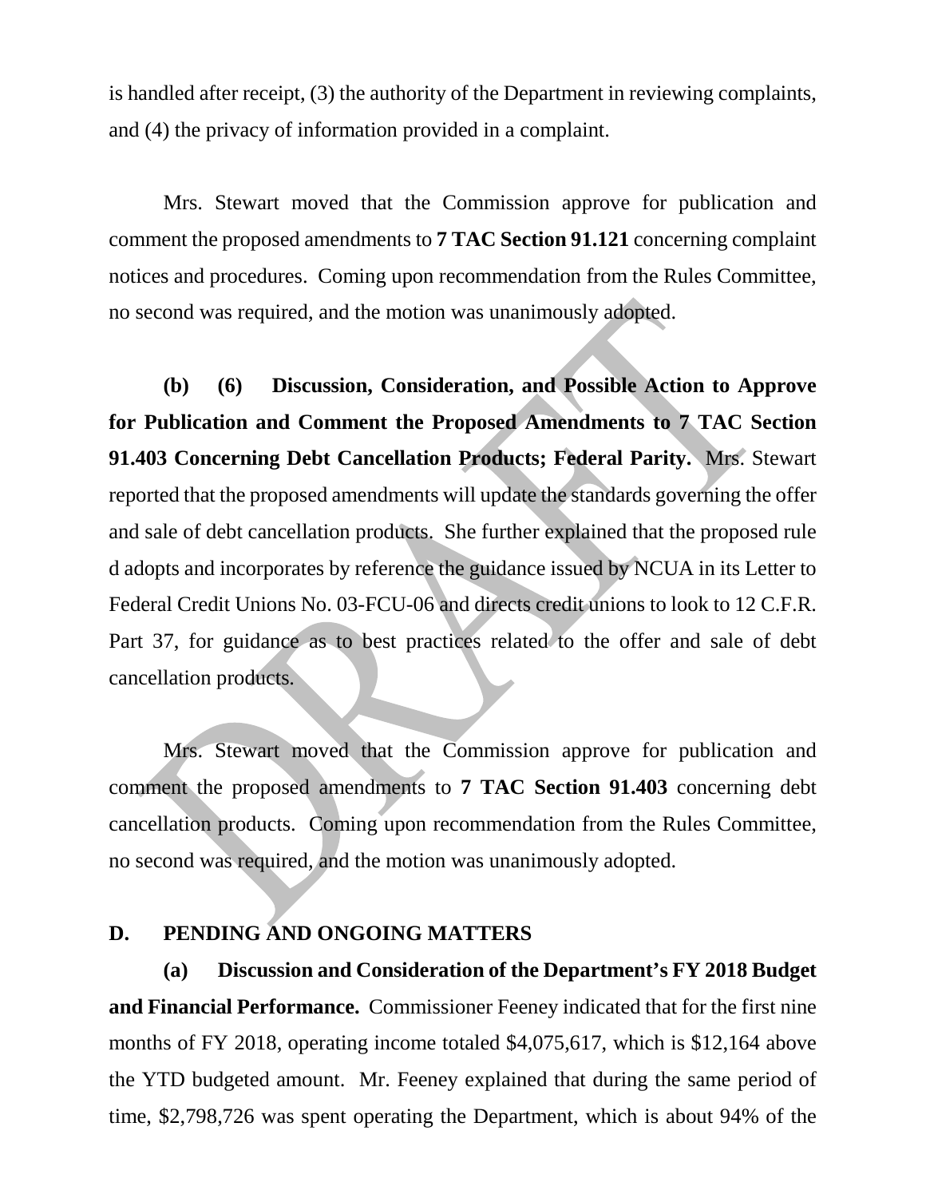is handled after receipt, (3) the authority of the Department in reviewing complaints, and (4) the privacy of information provided in a complaint.

Mrs. Stewart moved that the Commission approve for publication and comment the proposed amendments to **7 TAC Section 91.121** concerning complaint notices and procedures. Coming upon recommendation from the Rules Committee, no second was required, and the motion was unanimously adopted.

**(b) (6) Discussion, Consideration, and Possible Action to Approve for Publication and Comment the Proposed Amendments to 7 TAC Section 91.403 Concerning Debt Cancellation Products; Federal Parity.** Mrs. Stewart reported that the proposed amendments will update the standards governing the offer and sale of debt cancellation products. She further explained that the proposed rule d adopts and incorporates by reference the guidance issued by NCUA in its Letter to Federal Credit Unions No. 03-FCU-06 and directs credit unions to look to 12 C.F.R. Part 37, for guidance as to best practices related to the offer and sale of debt cancellation products.

Mrs. Stewart moved that the Commission approve for publication and comment the proposed amendments to **7 TAC Section 91.403** concerning debt cancellation products. Coming upon recommendation from the Rules Committee, no second was required, and the motion was unanimously adopted.

## D. PENDING AND ONGOING MATTERS

**(a) Discussion and Consideration of the Department's FY 2018 Budget and Financial Performance.** Commissioner Feeney indicated that for the first nine months of FY 2018, operating income totaled $4,075,617, which is $12,164 above the YTD budgeted amount. Mr. Feeney explained that during the same period of time, $2,798,726 was spent operating the Department, which is about 94% of the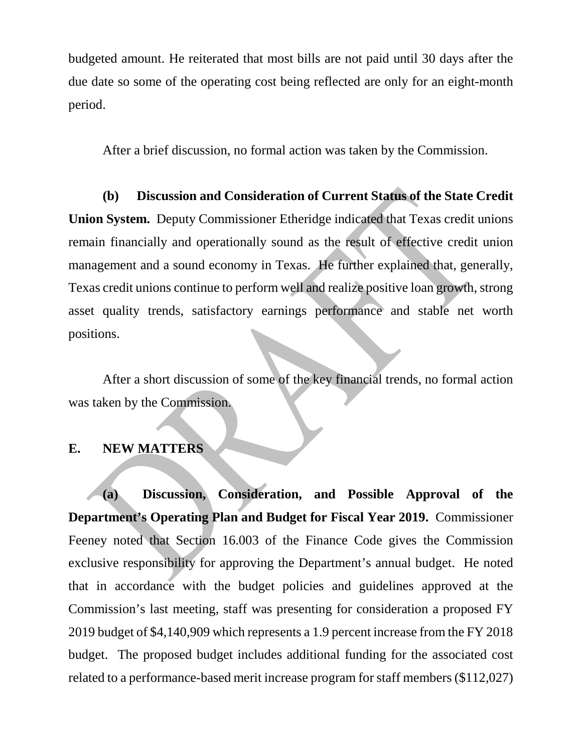budgeted amount. He reiterated that most bills are not paid until 30 days after the due date so some of the operating cost being reflected are only for an eight-month period.

After a brief discussion, no formal action was taken by the Commission.

**(b) Discussion and Consideration of Current Status of the State Credit Union System.** Deputy Commissioner Etheridge indicated that Texas credit unions remain financially and operationally sound as the result of effective credit union management and a sound economy in Texas. He further explained that, generally, Texas credit unions continue to perform well and realize positive loan growth, strong asset quality trends, satisfactory earnings performance and stable net worth positions.

After a short discussion of some of the key financial trends, no formal action was taken by the Commission.

## E. NEW MATTERS

**(a) Discussion, Consideration, and Possible Approval of the Department's Operating Plan and Budget for Fiscal Year 2019.** Commissioner Feeney noted that Section 16.003 of the Finance Code gives the Commission exclusive responsibility for approving the Department's annual budget. He noted that in accordance with the budget policies and guidelines approved at the Commission's last meeting, staff was presenting for consideration a proposed FY 2019 budget of $4,140,909 which represents a 1.9 percent increase from the FY 2018 budget. The proposed budget includes additional funding for the associated cost related to a performance-based merit increase program for staff members ($112,027)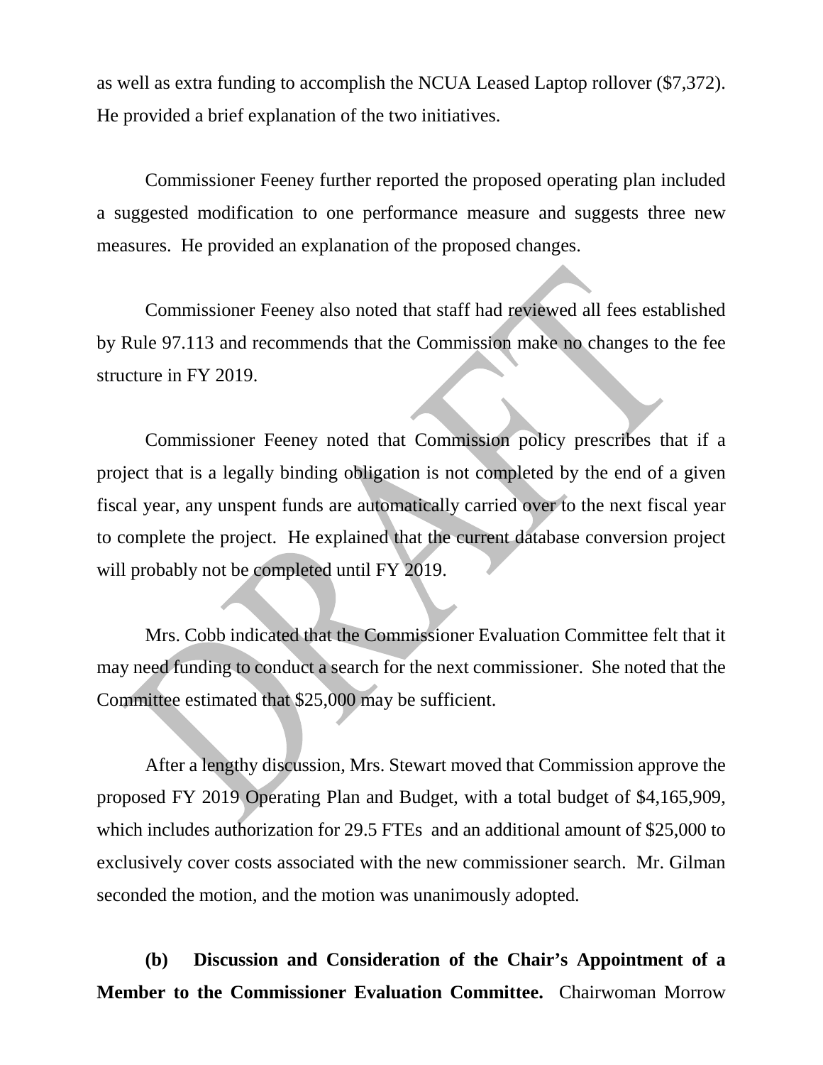as well as extra funding to accomplish the NCUA Leased Laptop rollover ($7,372). He provided a brief explanation of the two initiatives.

Commissioner Feeney further reported the proposed operating plan included a suggested modification to one performance measure and suggests three new measures. He provided an explanation of the proposed changes.

Commissioner Feeney also noted that staff had reviewed all fees established by Rule 97.113 and recommends that the Commission make no changes to the fee structure in FY 2019.

Commissioner Feeney noted that Commission policy prescribes that if a project that is a legally binding obligation is not completed by the end of a given fiscal year, any unspent funds are automatically carried over to the next fiscal year to complete the project. He explained that the current database conversion project will probably not be completed until FY 2019.

Mrs. Cobb indicated that the Commissioner Evaluation Committee felt that it may need funding to conduct a search for the next commissioner. She noted that the Committee estimated that $25,000 may be sufficient.

After a lengthy discussion, Mrs. Stewart moved that Commission approve the proposed FY 2019 Operating Plan and Budget, with a total budget of $4,165,909, which includes authorization for 29.5 FTEs and an additional amount of $25,000 to exclusively cover costs associated with the new commissioner search. Mr. Gilman seconded the motion, and the motion was unanimously adopted.

**(b) Discussion and Consideration of the Chair's Appointment of a Member to the Commissioner Evaluation Committee.** Chairwoman Morrow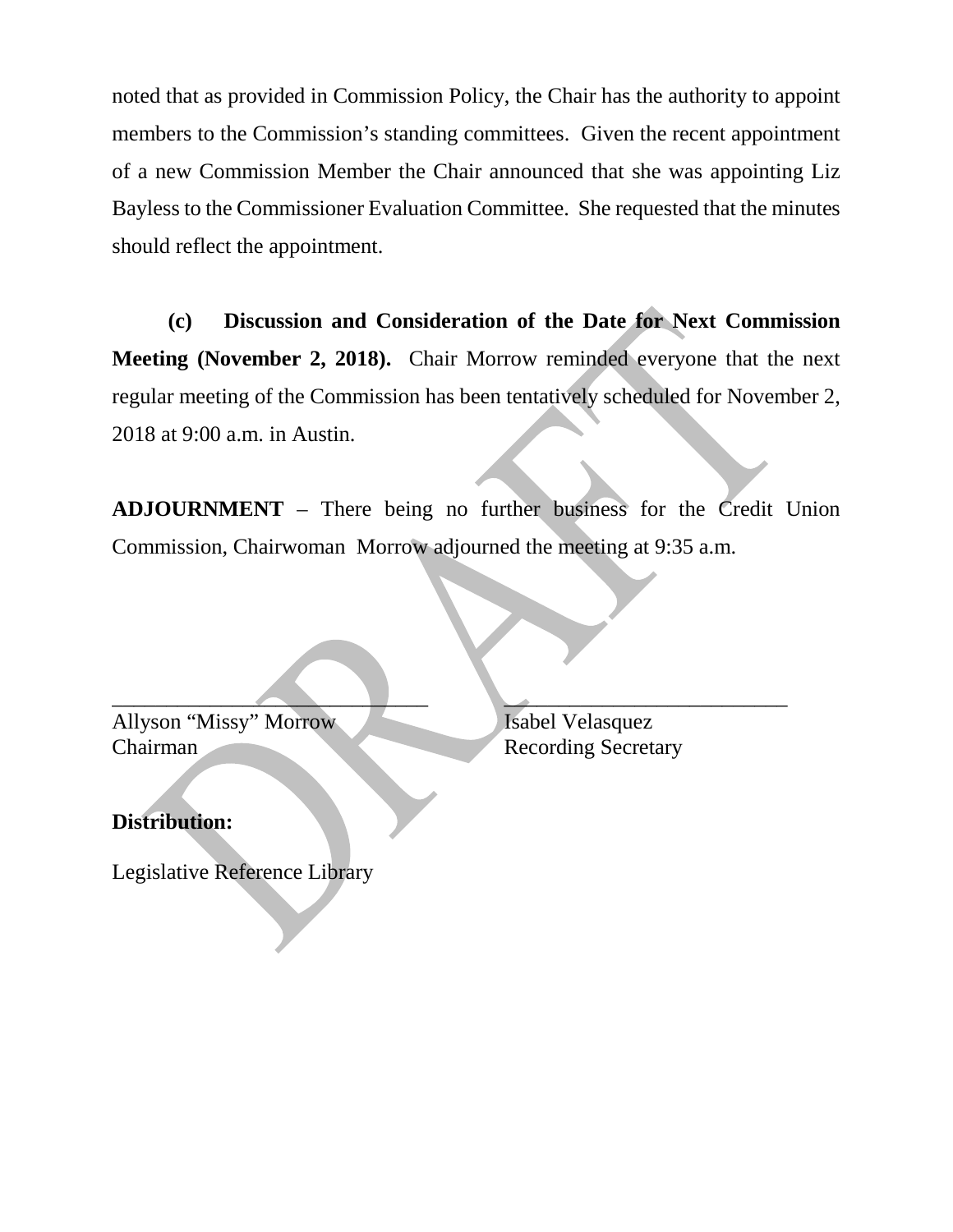noted that as provided in Commission Policy, the Chair has the authority to appoint members to the Commission's standing committees. Given the recent appointment of a new Commission Member the Chair announced that she was appointing Liz Bayless to the Commissioner Evaluation Committee. She requested that the minutes should reflect the appointment.

**(c) Discussion and Consideration of the Date for Next Commission Meeting (November 2, 2018).** Chair Morrow reminded everyone that the next regular meeting of the Commission has been tentatively scheduled for November 2, 2018 at 9:00 a.m. in Austin.

**ADJOURNMENT** – There being no further business for the Credit Union Commission, Chairwoman Morrow adjourned the meeting at 9:35 a.m.

| | |
|---|---|
| ______________________________ | ______________________________ |
| Allyson "Missy" Morrow | Isabel Velasquez |
| Chairman | Recording Secretary |

**Distribution:**

Legislative Reference Library